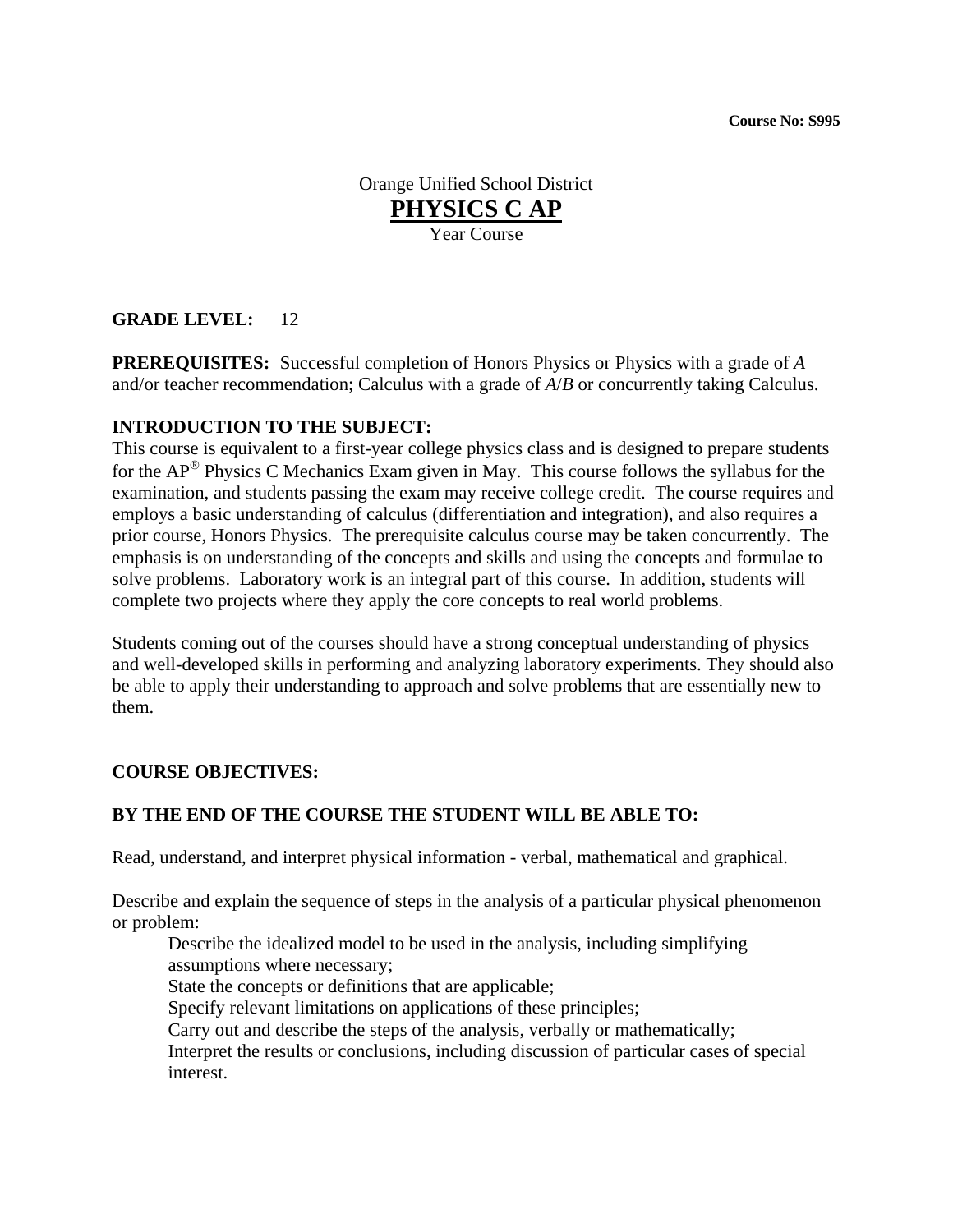**Course No: S995**

Orange Unified School District

# PHYSICS C AP

Year Course

**GRADE LEVEL:** 12

**PREREQUISITES:** Successful completion of Honors Physics or Physics with a grade of *A* and/or teacher recommendation; Calculus with a grade of *A*/*B* or concurrently taking Calculus.

**INTRODUCTION TO THE SUBJECT:**

This course is equivalent to a first-year college physics class and is designed to prepare students for the AP® Physics C Mechanics Exam given in May. This course follows the syllabus for the examination, and students passing the exam may receive college credit. The course requires and employs a basic understanding of calculus (differentiation and integration), and also requires a prior course, Honors Physics. The prerequisite calculus course may be taken concurrently. The emphasis is on understanding of the concepts and skills and using the concepts and formulae to solve problems. Laboratory work is an integral part of this course. In addition, students will complete two projects where they apply the core concepts to real world problems.

Students coming out of the courses should have a strong conceptual understanding of physics and well-developed skills in performing and analyzing laboratory experiments. They should also be able to apply their understanding to approach and solve problems that are essentially new to them.

**COURSE OBJECTIVES:**

**BY THE END OF THE COURSE THE STUDENT WILL BE ABLE TO:**

Read, understand, and interpret physical information - verbal, mathematical and graphical.

Describe and explain the sequence of steps in the analysis of a particular physical phenomenon or problem:

- Describe the idealized model to be used in the analysis, including simplifying assumptions where necessary;
- State the concepts or definitions that are applicable;
- Specify relevant limitations on applications of these principles;
- Carry out and describe the steps of the analysis, verbally or mathematically;
- Interpret the results or conclusions, including discussion of particular cases of special interest.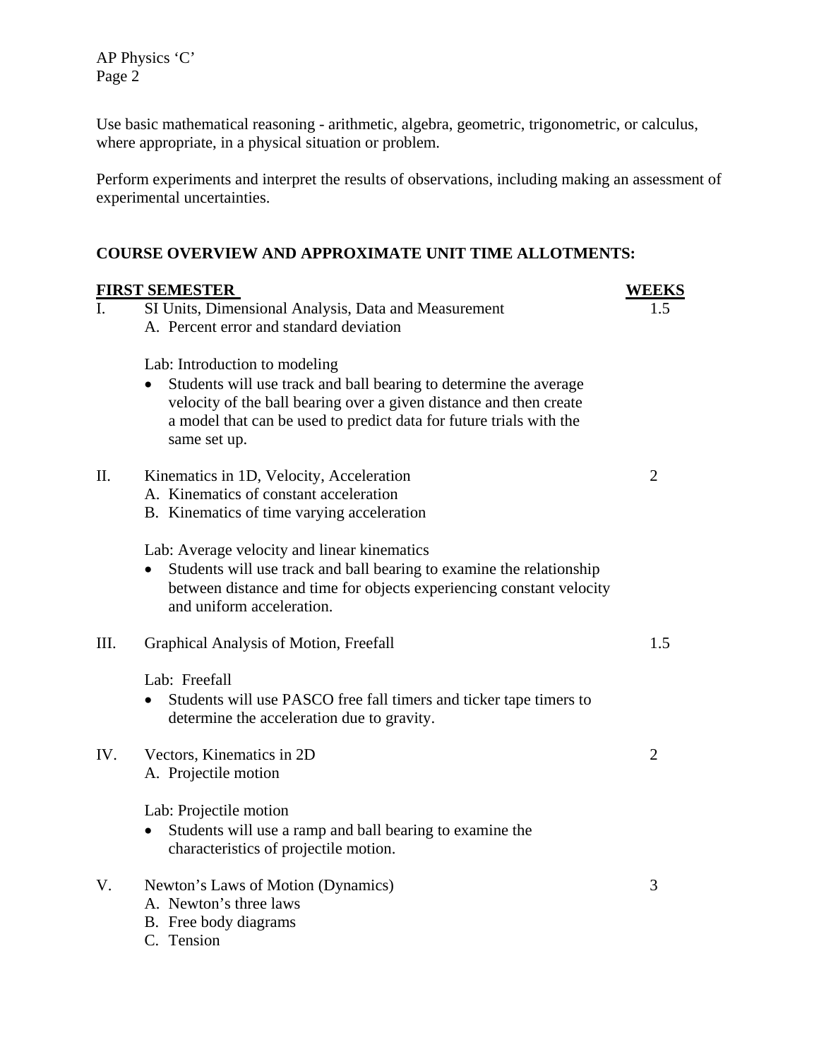Use basic mathematical reasoning - arithmetic, algebra, geometric, trigonometric, or calculus, where appropriate, in a physical situation or problem.

Perform experiments and interpret the results of observations, including making an assessment of experimental uncertainties.

## COURSE OVERVIEW AND APPROXIMATE UNIT TIME ALLOTMENTS:

| **FIRST SEMESTER** | | **WEEKS** |
|---|---|---|
| I. | SI Units, Dimensional Analysis, Data and Measurement | 1.5 |
| II. | Kinematics in 1D, Velocity, Acceleration | 2 |
| III. | Graphical Analysis of Motion, Freefall | 1.5 |
| IV. | Vectors, Kinematics in 2D | 2 |
| V. | Newton's Laws of Motion (Dynamics) | 3 |

**I. SI Units, Dimensional Analysis, Data and Measurement** — 1.5 weeks

A. Percent error and standard deviation

Lab: Introduction to modeling

- Students will use track and ball bearing to determine the average velocity of the ball bearing over a given distance and then create a model that can be used to predict data for future trials with the same set up.

**II. Kinematics in 1D, Velocity, Acceleration** — 2 weeks

A. Kinematics of constant acceleration
B. Kinematics of time varying acceleration

Lab: Average velocity and linear kinematics

- Students will use track and ball bearing to examine the relationship between distance and time for objects experiencing constant velocity and uniform acceleration.

**III. Graphical Analysis of Motion, Freefall** — 1.5 weeks

Lab: Freefall

- Students will use PASCO free fall timers and ticker tape timers to determine the acceleration due to gravity.

**IV. Vectors, Kinematics in 2D** — 2 weeks

A. Projectile motion

Lab: Projectile motion

- Students will use a ramp and ball bearing to examine the characteristics of projectile motion.

**V. Newton's Laws of Motion (Dynamics)** — 3 weeks

A. Newton's three laws
B. Free body diagrams
C. Tension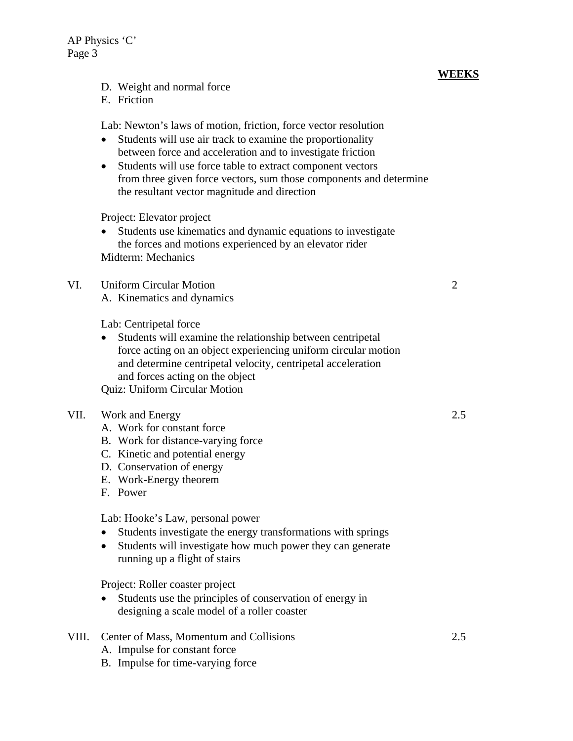**WEEKS**

D. Weight and normal force
E. Friction

Lab: Newton's laws of motion, friction, force vector resolution

- Students will use air track to examine the proportionality between force and acceleration and to investigate friction
- Students will use force table to extract component vectors from three given force vectors, sum those components and determine the resultant vector magnitude and direction

Project: Elevator project

- Students use kinematics and dynamic equations to investigate the forces and motions experienced by an elevator rider

Midterm: Mechanics

VI. Uniform Circular Motion — 2

A. Kinematics and dynamics

Lab: Centripetal force

- Students will examine the relationship between centripetal force acting on an object experiencing uniform circular motion and determine centripetal velocity, centripetal acceleration and forces acting on the object

Quiz: Uniform Circular Motion

VII. Work and Energy — 2.5

A. Work for constant force
B. Work for distance-varying force
C. Kinetic and potential energy
D. Conservation of energy
E. Work-Energy theorem
F. Power

Lab: Hooke's Law, personal power

- Students investigate the energy transformations with springs
- Students will investigate how much power they can generate running up a flight of stairs

Project: Roller coaster project

- Students use the principles of conservation of energy in designing a scale model of a roller coaster

VIII. Center of Mass, Momentum and Collisions — 2.5

A. Impulse for constant force
B. Impulse for time-varying force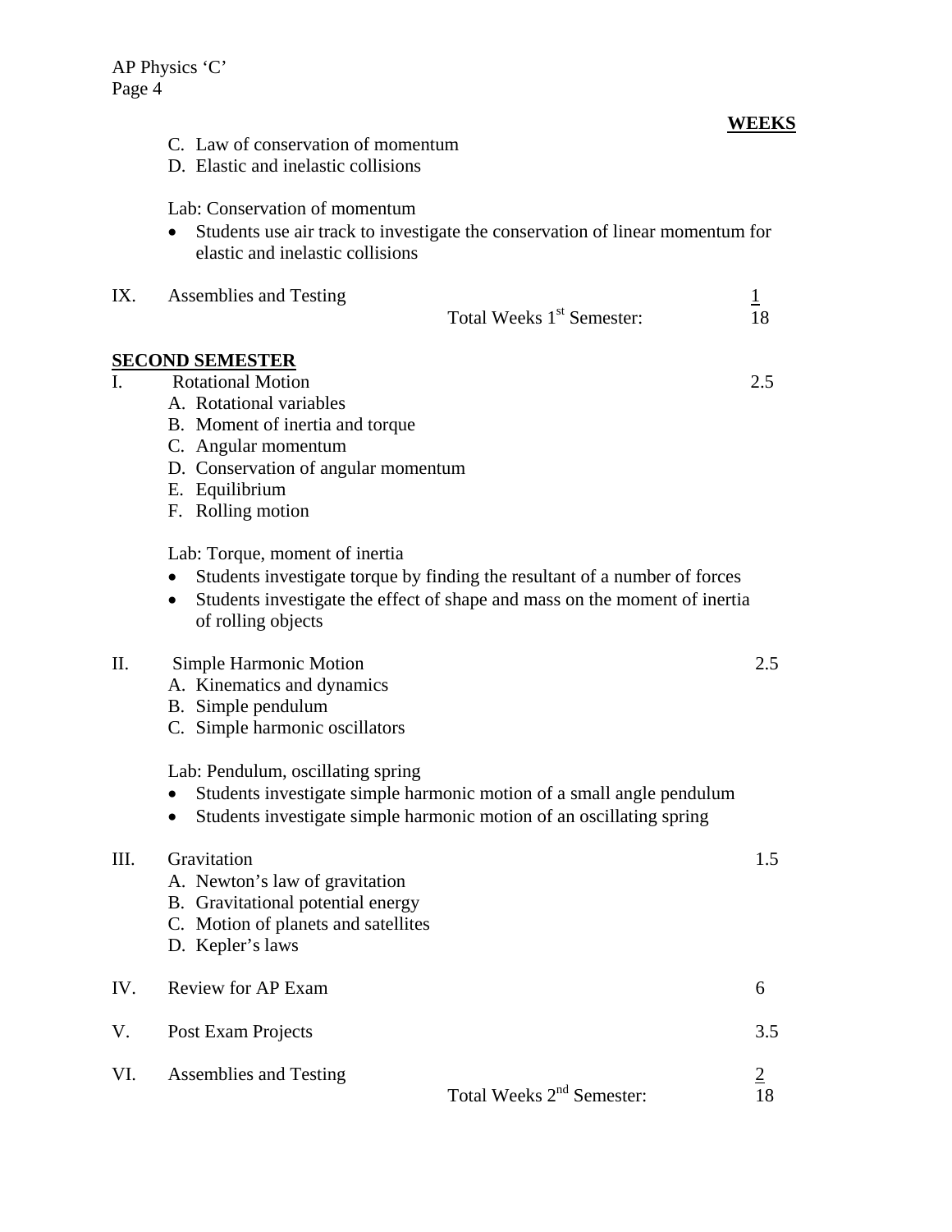**WEEKS**

C. Law of conservation of momentum
D. Elastic and inelastic collisions

Lab: Conservation of momentum

- Students use air track to investigate the conservation of linear momentum for elastic and inelastic collisions

IX. Assemblies and Testing — 1

Total Weeks 1st Semester: 18

**SECOND SEMESTER**

I. Rotational Motion — 2.5

A. Rotational variables
B. Moment of inertia and torque
C. Angular momentum
D. Conservation of angular momentum
E. Equilibrium
F. Rolling motion

Lab: Torque, moment of inertia

- Students investigate torque by finding the resultant of a number of forces
- Students investigate the effect of shape and mass on the moment of inertia of rolling objects

II. Simple Harmonic Motion — 2.5

A. Kinematics and dynamics
B. Simple pendulum
C. Simple harmonic oscillators

Lab: Pendulum, oscillating spring

- Students investigate simple harmonic motion of a small angle pendulum
- Students investigate simple harmonic motion of an oscillating spring

III. Gravitation — 1.5

A. Newton's law of gravitation
B. Gravitational potential energy
C. Motion of planets and satellites
D. Kepler's laws

IV. Review for AP Exam — 6

V. Post Exam Projects — 3.5

VI. Assemblies and Testing — 2

Total Weeks 2nd Semester: 18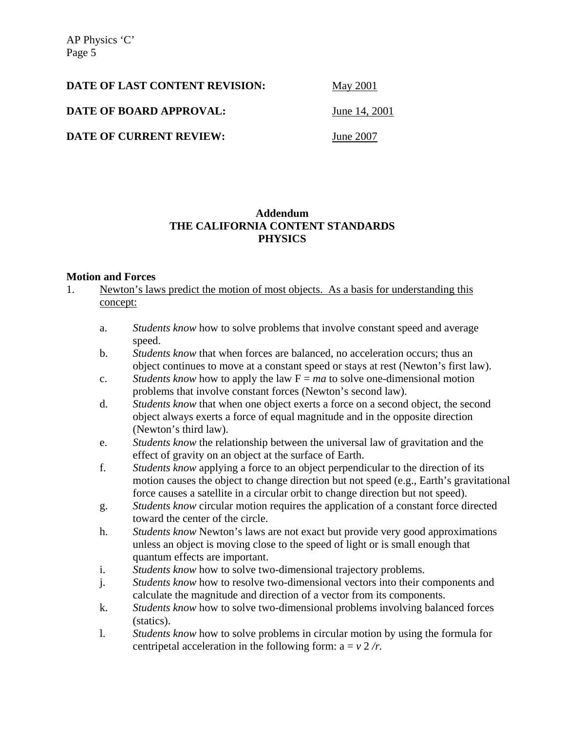**DATE OF LAST CONTENT REVISION:** May 2001

**DATE OF BOARD APPROVAL:** June 14, 2001

**DATE OF CURRENT REVIEW:** June 2007

## Addendum
## THE CALIFORNIA CONTENT STANDARDS
## PHYSICS

**Motion and Forces**

1. Newton's laws predict the motion of most objects. As a basis for understanding this concept:

   a. *Students know* how to solve problems that involve constant speed and average speed.
   b. *Students know* that when forces are balanced, no acceleration occurs; thus an object continues to move at a constant speed or stays at rest (Newton's first law).
   c. *Students know* how to apply the law $F = ma$ to solve one-dimensional motion problems that involve constant forces (Newton's second law).
   d. *Students know* that when one object exerts a force on a second object, the second object always exerts a force of equal magnitude and in the opposite direction (Newton's third law).
   e. *Students know* the relationship between the universal law of gravitation and the effect of gravity on an object at the surface of Earth.
   f. *Students know* applying a force to an object perpendicular to the direction of its motion causes the object to change direction but not speed (e.g., Earth's gravitational force causes a satellite in a circular orbit to change direction but not speed).
   g. *Students know* circular motion requires the application of a constant force directed toward the center of the circle.
   h. *Students know* Newton's laws are not exact but provide very good approximations unless an object is moving close to the speed of light or is small enough that quantum effects are important.
   i. *Students know* how to solve two-dimensional trajectory problems.
   j. *Students know* how to resolve two-dimensional vectors into their components and calculate the magnitude and direction of a vector from its components.
   k. *Students know* how to solve two-dimensional problems involving balanced forces (statics).
   l. *Students know* how to solve problems in circular motion by using the formula for centripetal acceleration in the following form: $a = v^2/r$.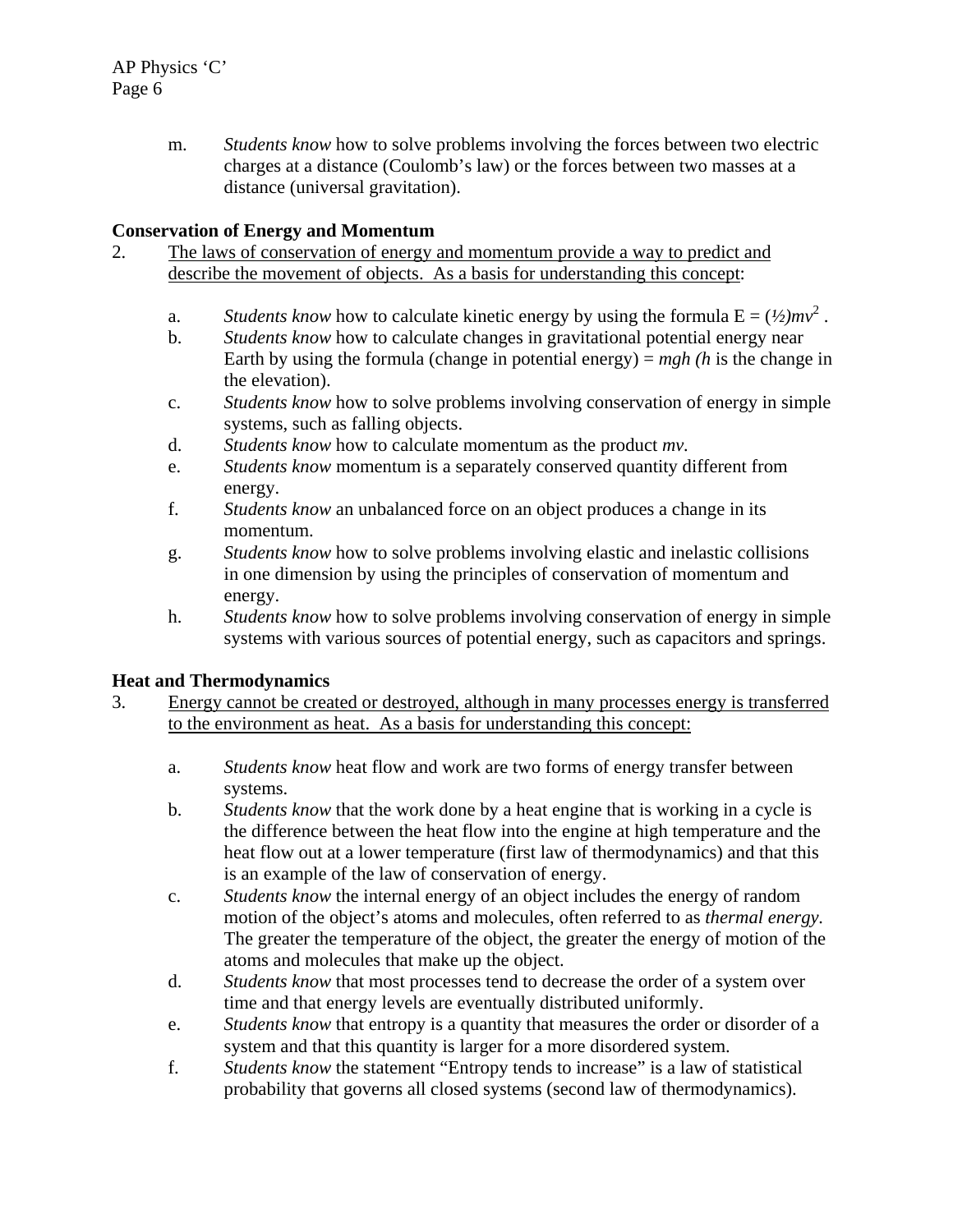m. *Students know* how to solve problems involving the forces between two electric charges at a distance (Coulomb's law) or the forces between two masses at a distance (universal gravitation).

**Conservation of Energy and Momentum**

2. <u>The laws of conservation of energy and momentum provide a way to predict and describe the movement of objects. As a basis for understanding this concept</u>:

   a. *Students know* how to calculate kinetic energy by using the formula $E = (½)mv^2$ .
   b. *Students know* how to calculate changes in gravitational potential energy near Earth by using the formula (change in potential energy) = *mgh* (*h* is the change in the elevation).
   c. *Students know* how to solve problems involving conservation of energy in simple systems, such as falling objects.
   d. *Students know* how to calculate momentum as the product *mv*.
   e. *Students know* momentum is a separately conserved quantity different from energy.
   f. *Students know* an unbalanced force on an object produces a change in its momentum.
   g. *Students know* how to solve problems involving elastic and inelastic collisions in one dimension by using the principles of conservation of momentum and energy.
   h. *Students know* how to solve problems involving conservation of energy in simple systems with various sources of potential energy, such as capacitors and springs.

**Heat and Thermodynamics**

3. <u>Energy cannot be created or destroyed, although in many processes energy is transferred to the environment as heat. As a basis for understanding this concept:</u>

   a. *Students know* heat flow and work are two forms of energy transfer between systems.
   b. *Students know* that the work done by a heat engine that is working in a cycle is the difference between the heat flow into the engine at high temperature and the heat flow out at a lower temperature (first law of thermodynamics) and that this is an example of the law of conservation of energy.
   c. *Students know* the internal energy of an object includes the energy of random motion of the object's atoms and molecules, often referred to as *thermal energy*. The greater the temperature of the object, the greater the energy of motion of the atoms and molecules that make up the object.
   d. *Students know* that most processes tend to decrease the order of a system over time and that energy levels are eventually distributed uniformly.
   e. *Students know* that entropy is a quantity that measures the order or disorder of a system and that this quantity is larger for a more disordered system.
   f. *Students know* the statement "Entropy tends to increase" is a law of statistical probability that governs all closed systems (second law of thermodynamics).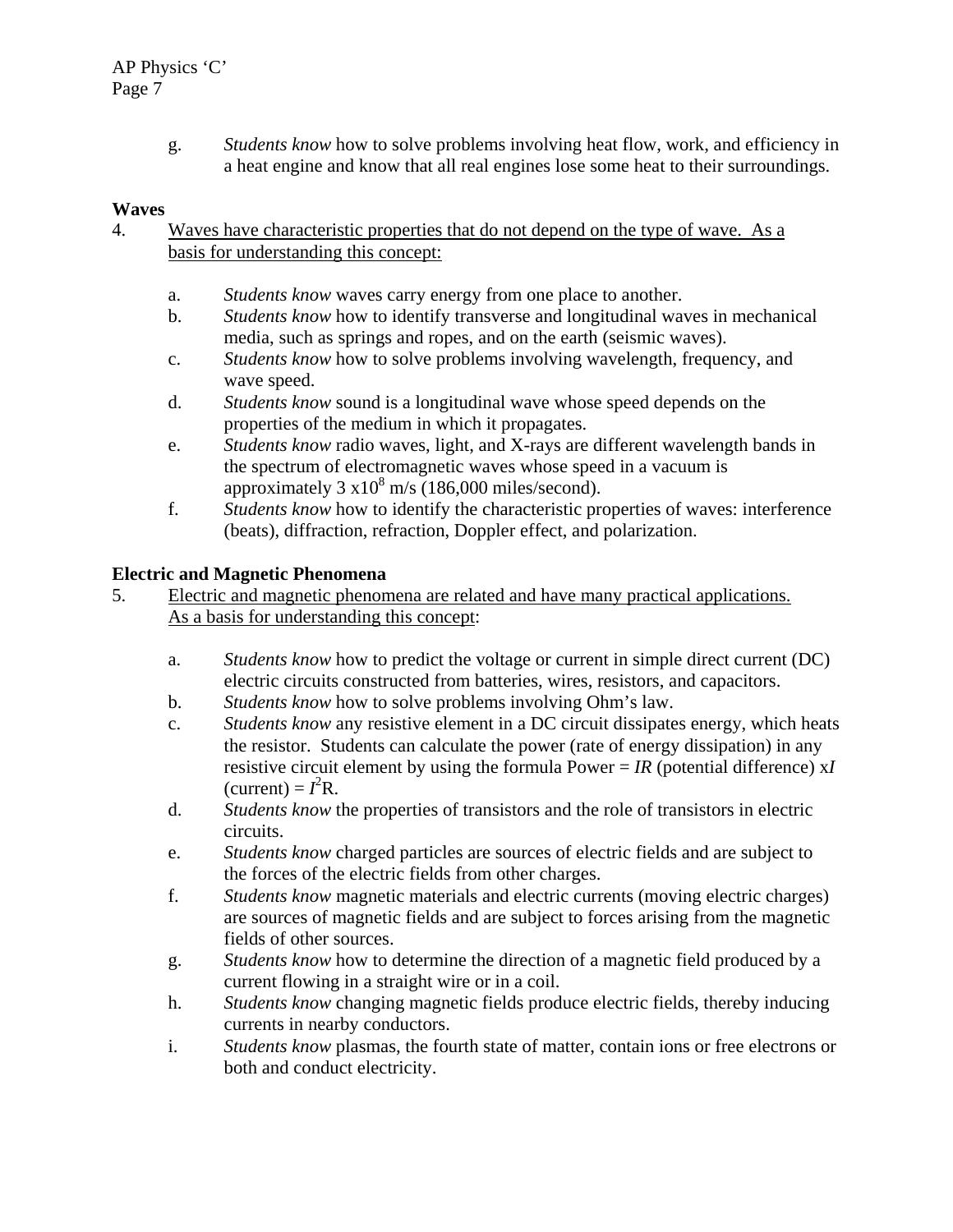g. *Students know* how to solve problems involving heat flow, work, and efficiency in a heat engine and know that all real engines lose some heat to their surroundings.

**Waves**

4. <u>Waves have characteristic properties that do not depend on the type of wave. As a basis for understanding this concept:</u>

   a. *Students know* waves carry energy from one place to another.
   
   b. *Students know* how to identify transverse and longitudinal waves in mechanical media, such as springs and ropes, and on the earth (seismic waves).
   
   c. *Students know* how to solve problems involving wavelength, frequency, and wave speed.
   
   d. *Students know* sound is a longitudinal wave whose speed depends on the properties of the medium in which it propagates.
   
   e. *Students know* radio waves, light, and X-rays are different wavelength bands in the spectrum of electromagnetic waves whose speed in a vacuum is approximately $3 \times 10^8$ m/s (186,000 miles/second).
   
   f. *Students know* how to identify the characteristic properties of waves: interference (beats), diffraction, refraction, Doppler effect, and polarization.

**Electric and Magnetic Phenomena**

5. <u>Electric and magnetic phenomena are related and have many practical applications. As a basis for understanding this concept</u>:

   a. *Students know* how to predict the voltage or current in simple direct current (DC) electric circuits constructed from batteries, wires, resistors, and capacitors.
   
   b. *Students know* how to solve problems involving Ohm's law.
   
   c. *Students know* any resistive element in a DC circuit dissipates energy, which heats the resistor. Students can calculate the power (rate of energy dissipation) in any resistive circuit element by using the formula Power = $IR$ (potential difference) x$I$ (current) = $I^2R$.
   
   d. *Students know* the properties of transistors and the role of transistors in electric circuits.
   
   e. *Students know* charged particles are sources of electric fields and are subject to the forces of the electric fields from other charges.
   
   f. *Students know* magnetic materials and electric currents (moving electric charges) are sources of magnetic fields and are subject to forces arising from the magnetic fields of other sources.
   
   g. *Students know* how to determine the direction of a magnetic field produced by a current flowing in a straight wire or in a coil.
   
   h. *Students know* changing magnetic fields produce electric fields, thereby inducing currents in nearby conductors.
   
   i. *Students know* plasmas, the fourth state of matter, contain ions or free electrons or both and conduct electricity.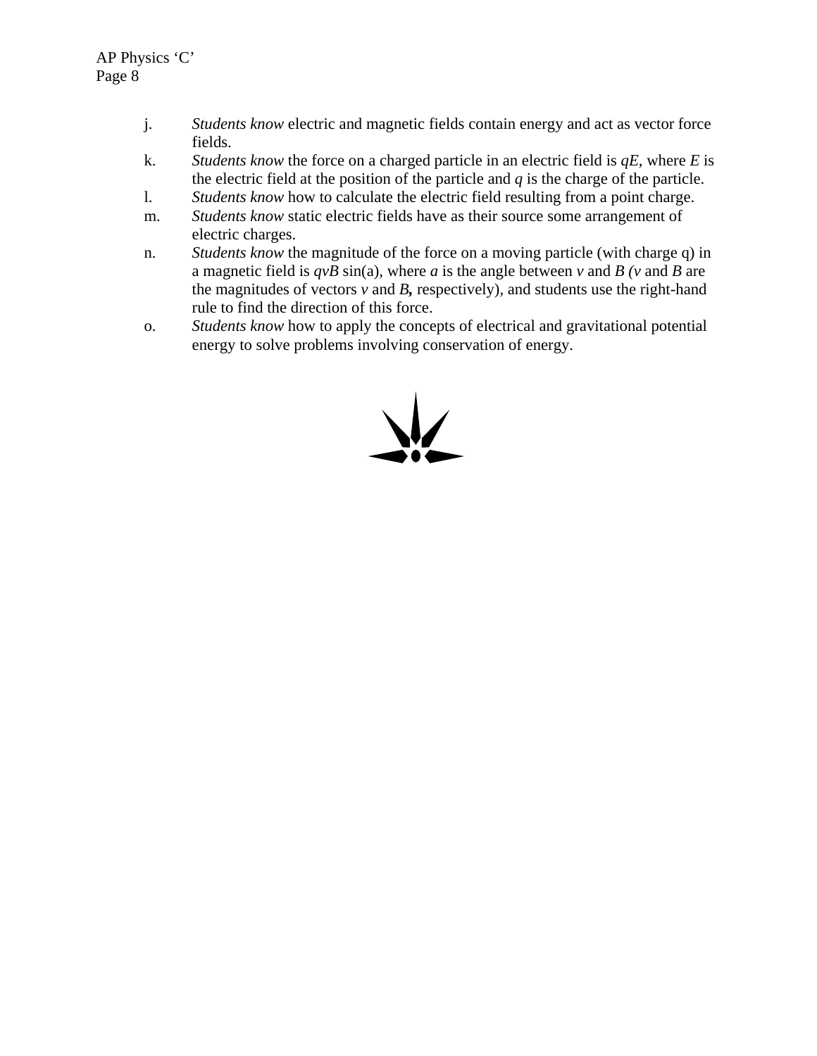j. *Students know* electric and magnetic fields contain energy and act as vector force fields.

k. *Students know* the force on a charged particle in an electric field is $qE$, where $E$ is the electric field at the position of the particle and $q$ is the charge of the particle.

l. *Students know* how to calculate the electric field resulting from a point charge.

m. *Students know* static electric fields have as their source some arrangement of electric charges.

n. *Students know* the magnitude of the force on a moving particle (with charge q) in a magnetic field is $qvB \sin(a)$, where $a$ is the angle between $v$ and $B$ ($v$ and $B$ are the magnitudes of vectors $v$ and $B$, respectively), and students use the right-hand rule to find the direction of this force.

o. *Students know* how to apply the concepts of electrical and gravitational potential energy to solve problems involving conservation of energy.